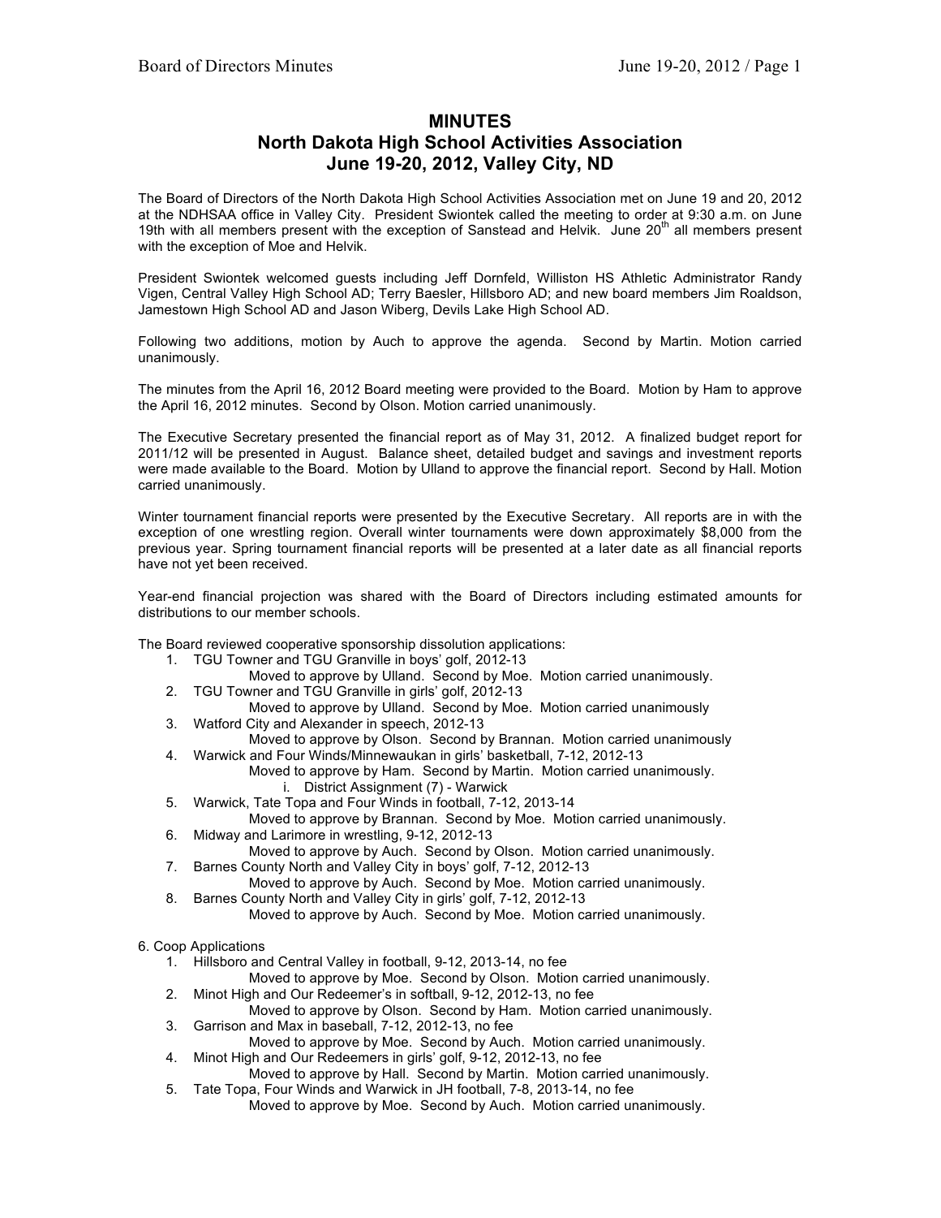# MINUTES
## North Dakota High School Activities Association
## June 19-20, 2012, Valley City, ND

The Board of Directors of the North Dakota High School Activities Association met on June 19 and 20, 2012 at the NDHSAA office in Valley City. President Swiontek called the meeting to order at 9:30 a.m. on June 19th with all members present with the exception of Sanstead and Helvik. June 20th all members present with the exception of Moe and Helvik.

President Swiontek welcomed guests including Jeff Dornfeld, Williston HS Athletic Administrator Randy Vigen, Central Valley High School AD; Terry Baesler, Hillsboro AD; and new board members Jim Roaldson, Jamestown High School AD and Jason Wiberg, Devils Lake High School AD.

Following two additions, motion by Auch to approve the agenda. Second by Martin. Motion carried unanimously.

The minutes from the April 16, 2012 Board meeting were provided to the Board. Motion by Ham to approve the April 16, 2012 minutes. Second by Olson. Motion carried unanimously.

The Executive Secretary presented the financial report as of May 31, 2012. A finalized budget report for 2011/12 will be presented in August. Balance sheet, detailed budget and savings and investment reports were made available to the Board. Motion by Ulland to approve the financial report. Second by Hall. Motion carried unanimously.

Winter tournament financial reports were presented by the Executive Secretary. All reports are in with the exception of one wrestling region. Overall winter tournaments were down approximately $8,000 from the previous year. Spring tournament financial reports will be presented at a later date as all financial reports have not yet been received.

Year-end financial projection was shared with the Board of Directors including estimated amounts for distributions to our member schools.

The Board reviewed cooperative sponsorship dissolution applications:

1. TGU Towner and TGU Granville in boys' golf, 2012-13
   Moved to approve by Ulland. Second by Moe. Motion carried unanimously.
2. TGU Towner and TGU Granville in girls' golf, 2012-13
   Moved to approve by Ulland. Second by Moe. Motion carried unanimously
3. Watford City and Alexander in speech, 2012-13
   Moved to approve by Olson. Second by Brannan. Motion carried unanimously
4. Warwick and Four Winds/Minnewaukan in girls' basketball, 7-12, 2012-13
   Moved to approve by Ham. Second by Martin. Motion carried unanimously.
   i. District Assignment (7) - Warwick
5. Warwick, Tate Topa and Four Winds in football, 7-12, 2013-14
   Moved to approve by Brannan. Second by Moe. Motion carried unanimously.
6. Midway and Larimore in wrestling, 9-12, 2012-13
   Moved to approve by Auch. Second by Olson. Motion carried unanimously.
7. Barnes County North and Valley City in boys' golf, 7-12, 2012-13
   Moved to approve by Auch. Second by Moe. Motion carried unanimously.
8. Barnes County North and Valley City in girls' golf, 7-12, 2012-13
   Moved to approve by Auch. Second by Moe. Motion carried unanimously.

6. Coop Applications

1. Hillsboro and Central Valley in football, 9-12, 2013-14, no fee
   Moved to approve by Moe. Second by Olson. Motion carried unanimously.
2. Minot High and Our Redeemer's in softball, 9-12, 2012-13, no fee
   Moved to approve by Olson. Second by Ham. Motion carried unanimously.
3. Garrison and Max in baseball, 7-12, 2012-13, no fee
   Moved to approve by Moe. Second by Auch. Motion carried unanimously.
4. Minot High and Our Redeemers in girls' golf, 9-12, 2012-13, no fee
   Moved to approve by Hall. Second by Martin. Motion carried unanimously.
5. Tate Topa, Four Winds and Warwick in JH football, 7-8, 2013-14, no fee
   Moved to approve by Moe. Second by Auch. Motion carried unanimously.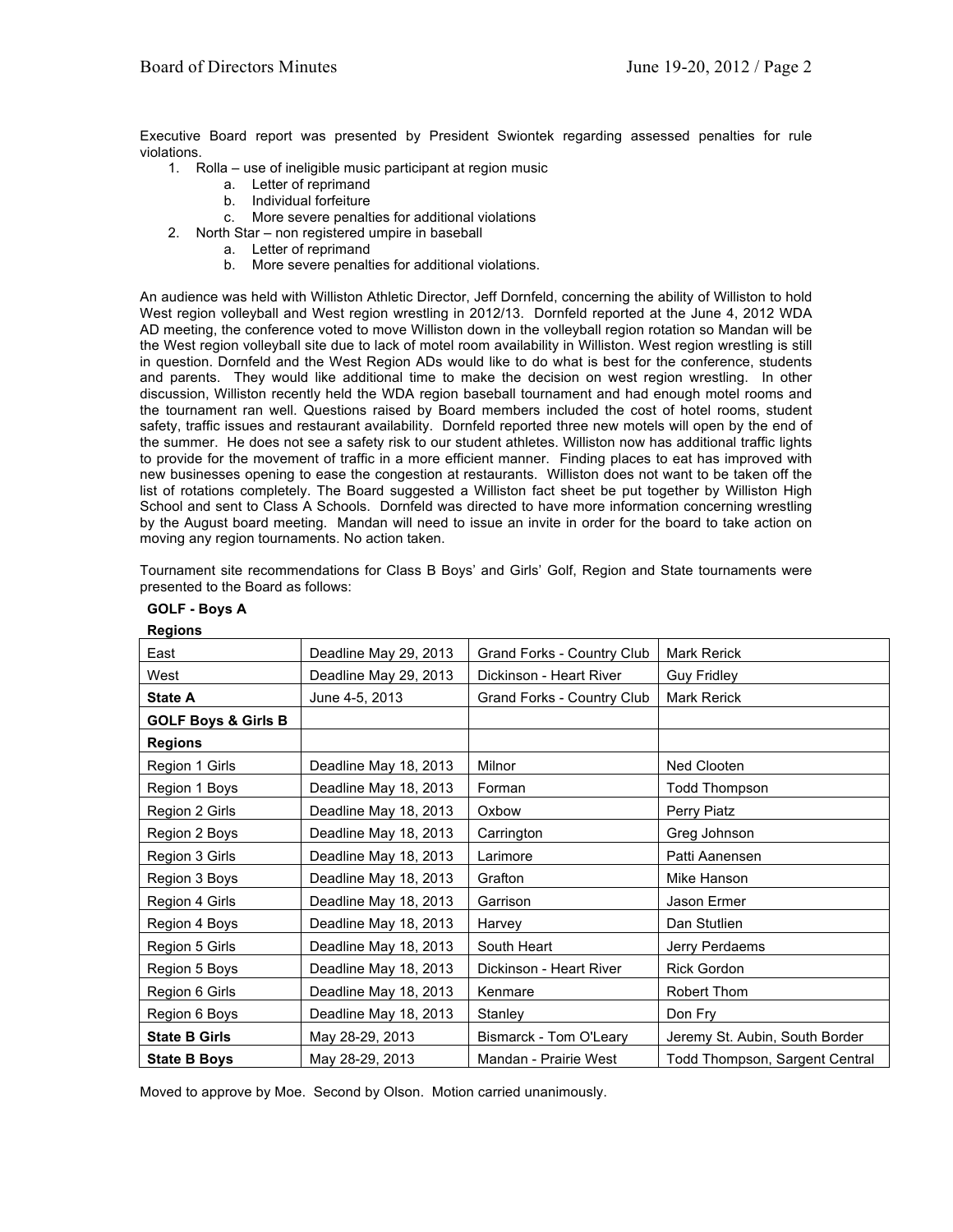Executive Board report was presented by President Swiontek regarding assessed penalties for rule violations.

1. Rolla – use of ineligible music participant at region music
   a. Letter of reprimand
   b. Individual forfeiture
   c. More severe penalties for additional violations
2. North Star – non registered umpire in baseball
   a. Letter of reprimand
   b. More severe penalties for additional violations.

An audience was held with Williston Athletic Director, Jeff Dornfeld, concerning the ability of Williston to hold West region volleyball and West region wrestling in 2012/13. Dornfeld reported at the June 4, 2012 WDA AD meeting, the conference voted to move Williston down in the volleyball region rotation so Mandan will be the West region volleyball site due to lack of motel room availability in Williston. West region wrestling is still in question. Dornfeld and the West Region ADs would like to do what is best for the conference, students and parents. They would like additional time to make the decision on west region wrestling. In other discussion, Williston recently held the WDA region baseball tournament and had enough motel rooms and the tournament ran well. Questions raised by Board members included the cost of hotel rooms, student safety, traffic issues and restaurant availability. Dornfeld reported three new motels will open by the end of the summer. He does not see a safety risk to our student athletes. Williston now has additional traffic lights to provide for the movement of traffic in a more efficient manner. Finding places to eat has improved with new businesses opening to ease the congestion at restaurants. Williston does not want to be taken off the list of rotations completely. The Board suggested a Williston fact sheet be put together by Williston High School and sent to Class A Schools. Dornfeld was directed to have more information concerning wrestling by the August board meeting. Mandan will need to issue an invite in order for the board to take action on moving any region tournaments. No action taken.

Tournament site recommendations for Class B Boys' and Girls' Golf, Region and State tournaments were presented to the Board as follows:

**GOLF - Boys A**

**Regions**

| | | | |
|---|---|---|---|
| East | Deadline May 29, 2013 | Grand Forks - Country Club | Mark Rerick |
| West | Deadline May 29, 2013 | Dickinson - Heart River | Guy Fridley |
| **State A** | June 4-5, 2013 | Grand Forks - Country Club | Mark Rerick |
| **GOLF Boys & Girls B** | | | |
| **Regions** | | | |
| Region 1 Girls | Deadline May 18, 2013 | Milnor | Ned Clooten |
| Region 1 Boys | Deadline May 18, 2013 | Forman | Todd Thompson |
| Region 2 Girls | Deadline May 18, 2013 | Oxbow | Perry Piatz |
| Region 2 Boys | Deadline May 18, 2013 | Carrington | Greg Johnson |
| Region 3 Girls | Deadline May 18, 2013 | Larimore | Patti Aanensen |
| Region 3 Boys | Deadline May 18, 2013 | Grafton | Mike Hanson |
| Region 4 Girls | Deadline May 18, 2013 | Garrison | Jason Ermer |
| Region 4 Boys | Deadline May 18, 2013 | Harvey | Dan Stutlien |
| Region 5 Girls | Deadline May 18, 2013 | South Heart | Jerry Perdaems |
| Region 5 Boys | Deadline May 18, 2013 | Dickinson - Heart River | Rick Gordon |
| Region 6 Girls | Deadline May 18, 2013 | Kenmare | Robert Thom |
| Region 6 Boys | Deadline May 18, 2013 | Stanley | Don Fry |
| **State B Girls** | May 28-29, 2013 | Bismarck - Tom O'Leary | Jeremy St. Aubin, South Border |
| **State B Boys** | May 28-29, 2013 | Mandan - Prairie West | Todd Thompson, Sargent Central |

Moved to approve by Moe. Second by Olson. Motion carried unanimously.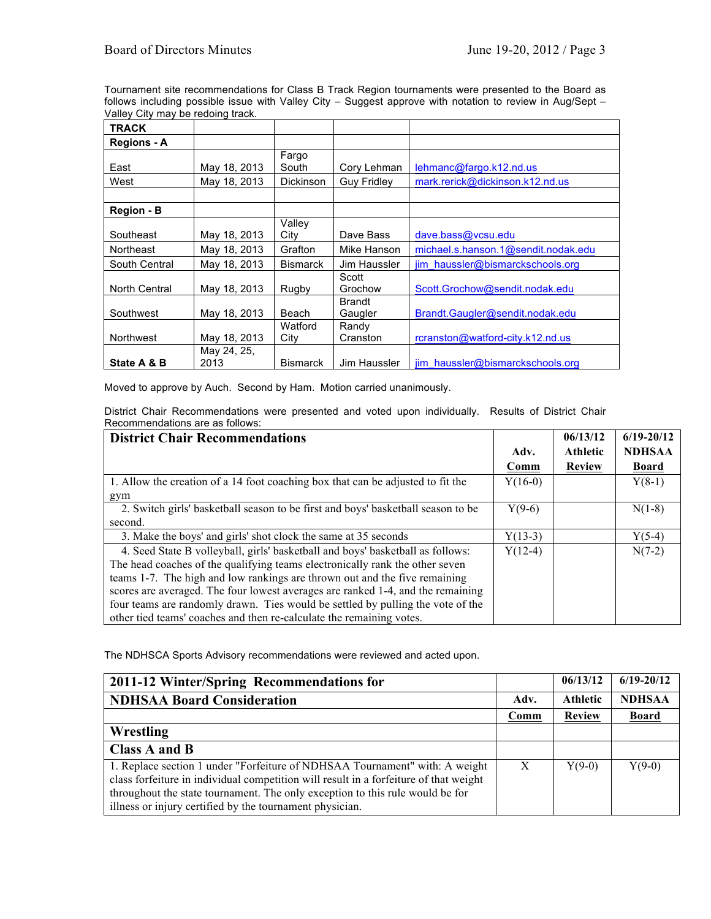Tournament site recommendations for Class B Track Region tournaments were presented to the Board as follows including possible issue with Valley City – Suggest approve with notation to review in Aug/Sept – Valley City may be redoing track.

| **TRACK** | | | | |
|---|---|---|---|---|
| **Regions - A** | | | | |
| East | May 18, 2013 | Fargo South | Cory Lehman | lehmanc@fargo.k12.nd.us |
| West | May 18, 2013 | Dickinson | Guy Fridley | mark.rerick@dickinson.k12.nd.us |
| | | | | |
| **Region - B** | | | | |
| Southeast | May 18, 2013 | Valley City | Dave Bass | dave.bass@vcsu.edu |
| Northeast | May 18, 2013 | Grafton | Mike Hanson | michael.s.hanson.1@sendit.nodak.edu |
| South Central | May 18, 2013 | Bismarck | Jim Haussler | jim_haussler@bismarckschools.org |
| North Central | May 18, 2013 | Rugby | Scott Grochow | Scott.Grochow@sendit.nodak.edu |
| Southwest | May 18, 2013 | Beach | Brandt Gaugler | Brandt.Gaugler@sendit.nodak.edu |
| Northwest | May 18, 2013 | Watford City | Randy Cranston | rcranston@watford-city.k12.nd.us |
| **State A & B** | May 24, 25, 2013 | Bismarck | Jim Haussler | jim_haussler@bismarckschools.org |

Moved to approve by Auch. Second by Ham. Motion carried unanimously.

District Chair Recommendations were presented and voted upon individually. Results of District Chair Recommendations are as follows:

| **District Chair Recommendations** | **Adv. Comm** | **06/13/12 Athletic Review** | **6/19-20/12 NDHSAA Board** |
|---|---|---|---|
| 1. Allow the creation of a 14 foot coaching box that can be adjusted to fit the gym | Y(16-0) | | Y(8-1) |
| 2. Switch girls' basketball season to be first and boys' basketball season to be second. | Y(9-6) | | N(1-8) |
| 3. Make the boys' and girls' shot clock the same at 35 seconds | Y(13-3) | | Y(5-4) |
| 4. Seed State B volleyball, girls' basketball and boys' basketball as follows: The head coaches of the qualifying teams electronically rank the other seven teams 1-7. The high and low rankings are thrown out and the five remaining scores are averaged. The four lowest averages are ranked 1-4, and the remaining four teams are randomly drawn. Ties would be settled by pulling the vote of the other tied teams' coaches and then re-calculate the remaining votes. | Y(12-4) | | N(7-2) |

The NDHSCA Sports Advisory recommendations were reviewed and acted upon.

| **2011-12 Winter/Spring Recommendations for NDHSAA Board Consideration** | **Adv. Comm** | **06/13/12 Athletic Review** | **6/19-20/12 NDHSAA Board** |
|---|---|---|---|
| **Wrestling** | | | |
| **Class A and B** | | | |
| 1. Replace section 1 under "Forfeiture of NDHSAA Tournament" with: A weight class forfeiture in individual competition will result in a forfeiture of that weight throughout the state tournament. The only exception to this rule would be for illness or injury certified by the tournament physician. | X | Y(9-0) | Y(9-0) |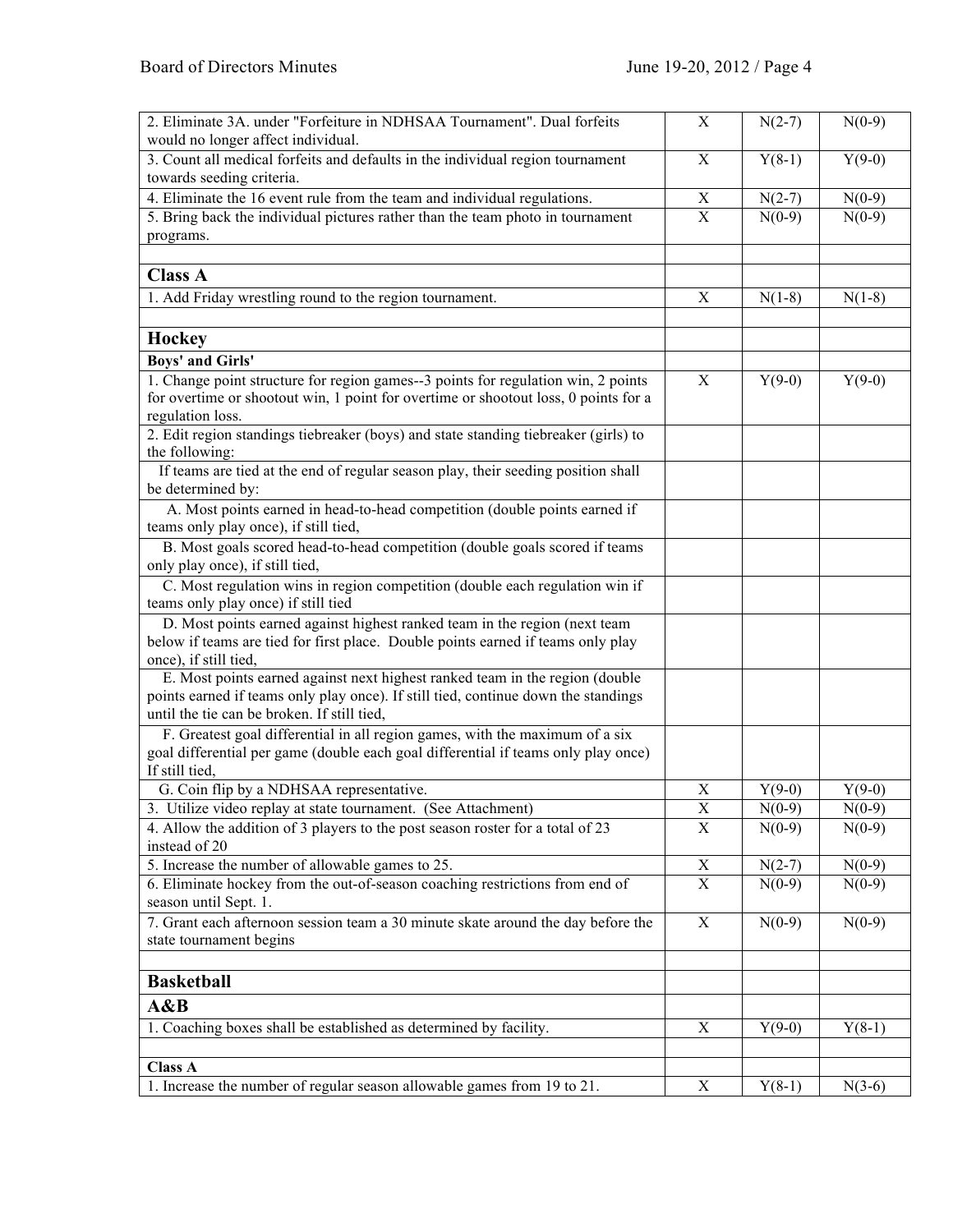| | | | |
|---|---|---|---|
| 2. Eliminate 3A. under "Forfeiture in NDHSAA Tournament". Dual forfeits would no longer affect individual. | X | N(2-7) | N(0-9) |
| 3. Count all medical forfeits and defaults in the individual region tournament towards seeding criteria. | X | Y(8-1) | Y(9-0) |
| 4. Eliminate the 16 event rule from the team and individual regulations. | X | N(2-7) | N(0-9) |
| 5. Bring back the individual pictures rather than the team photo in tournament programs. | X | N(0-9) | N(0-9) |
| | | | |
| **Class A** | | | |
| 1. Add Friday wrestling round to the region tournament. | X | N(1-8) | N(1-8) |
| | | | |
| **Hockey** | | | |
| **Boys' and Girls'** | | | |
| 1. Change point structure for region games--3 points for regulation win, 2 points for overtime or shootout win, 1 point for overtime or shootout loss, 0 points for a regulation loss. | X | Y(9-0) | Y(9-0) |
| 2. Edit region standings tiebreaker (boys) and state standing tiebreaker (girls) to the following: | | | |
| If teams are tied at the end of regular season play, their seeding position shall be determined by: | | | |
| A. Most points earned in head-to-head competition (double points earned if teams only play once), if still tied, | | | |
| B. Most goals scored head-to-head competition (double goals scored if teams only play once), if still tied, | | | |
| C. Most regulation wins in region competition (double each regulation win if teams only play once) if still tied | | | |
| D. Most points earned against highest ranked team in the region (next team below if teams are tied for first place. Double points earned if teams only play once), if still tied, | | | |
| E. Most points earned against next highest ranked team in the region (double points earned if teams only play once). If still tied, continue down the standings until the tie can be broken. If still tied, | | | |
| F. Greatest goal differential in all region games, with the maximum of a six goal differential per game (double each goal differential if teams only play once) If still tied, | | | |
| G. Coin flip by a NDHSAA representative. | X | Y(9-0) | Y(9-0) |
| 3. Utilize video replay at state tournament. (See Attachment) | X | N(0-9) | N(0-9) |
| 4. Allow the addition of 3 players to the post season roster for a total of 23 instead of 20 | X | N(0-9) | N(0-9) |
| 5. Increase the number of allowable games to 25. | X | N(2-7) | N(0-9) |
| 6. Eliminate hockey from the out-of-season coaching restrictions from end of season until Sept. 1. | X | N(0-9) | N(0-9) |
| 7. Grant each afternoon session team a 30 minute skate around the day before the state tournament begins | X | N(0-9) | N(0-9) |
| | | | |
| **Basketball** | | | |
| **A&B** | | | |
| 1. Coaching boxes shall be established as determined by facility. | X | Y(9-0) | Y(8-1) |
| | | | |
| **Class A** | | | |
| 1. Increase the number of regular season allowable games from 19 to 21. | X | Y(8-1) | N(3-6) |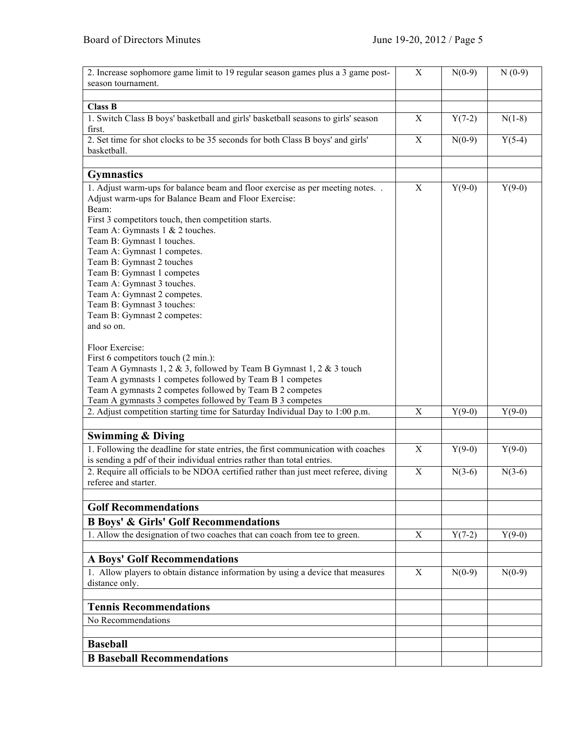| | | | |
|---|---|---|---|
| 2. Increase sophomore game limit to 19 regular season games plus a 3 game post-season tournament. | X | N(0-9) | N (0-9) |
| | | | |
| **Class B** | | | |
| 1. Switch Class B boys' basketball and girls' basketball seasons to girls' season first. | X | Y(7-2) | N(1-8) |
| 2. Set time for shot clocks to be 35 seconds for both Class B boys' and girls' basketball. | X | N(0-9) | Y(5-4) |
| | | | |
| **Gymnastics** | | | |
| 1. Adjust warm-ups for balance beam and floor exercise as per meeting notes. . Adjust warm-ups for Balance Beam and Floor Exercise:<br>Beam:<br>First 3 competitors touch, then competition starts.<br>Team A: Gymnasts 1 & 2 touches.<br>Team B: Gymnast 1 touches.<br>Team A: Gymnast 1 competes.<br>Team B: Gymnast 2 touches<br>Team B: Gymnast 1 competes<br>Team A: Gymnast 3 touches.<br>Team A: Gymnast 2 competes.<br>Team B: Gymnast 3 touches:<br>Team B: Gymnast 2 competes:<br>and so on.<br><br>Floor Exercise:<br>First 6 competitors touch (2 min.):<br>Team A Gymnasts 1, 2 & 3, followed by Team B Gymnast 1, 2 & 3 touch<br>Team A gymnasts 1 competes followed by Team B 1 competes<br>Team A gymnasts 2 competes followed by Team B 2 competes<br>Team A gymnasts 3 competes followed by Team B 3 competes | X | Y(9-0) | Y(9-0) |
| 2. Adjust competition starting time for Saturday Individual Day to 1:00 p.m. | X | Y(9-0) | Y(9-0) |
| | | | |
| **Swimming & Diving** | | | |
| 1. Following the deadline for state entries, the first communication with coaches is sending a pdf of their individual entries rather than total entries. | X | Y(9-0) | Y(9-0) |
| 2. Require all officials to be NDOA certified rather than just meet referee, diving referee and starter. | X | N(3-6) | N(3-6) |
| | | | |
| **Golf Recommendations** | | | |
| **B Boys' & Girls' Golf Recommendations** | | | |
| 1. Allow the designation of two coaches that can coach from tee to green. | X | Y(7-2) | Y(9-0) |
| | | | |
| **A Boys' Golf Recommendations** | | | |
| 1. Allow players to obtain distance information by using a device that measures distance only. | X | N(0-9) | N(0-9) |
| | | | |
| **Tennis Recommendations** | | | |
| No Recommendations | | | |
| | | | |
| **Baseball** | | | |
| **B Baseball Recommendations** | | | |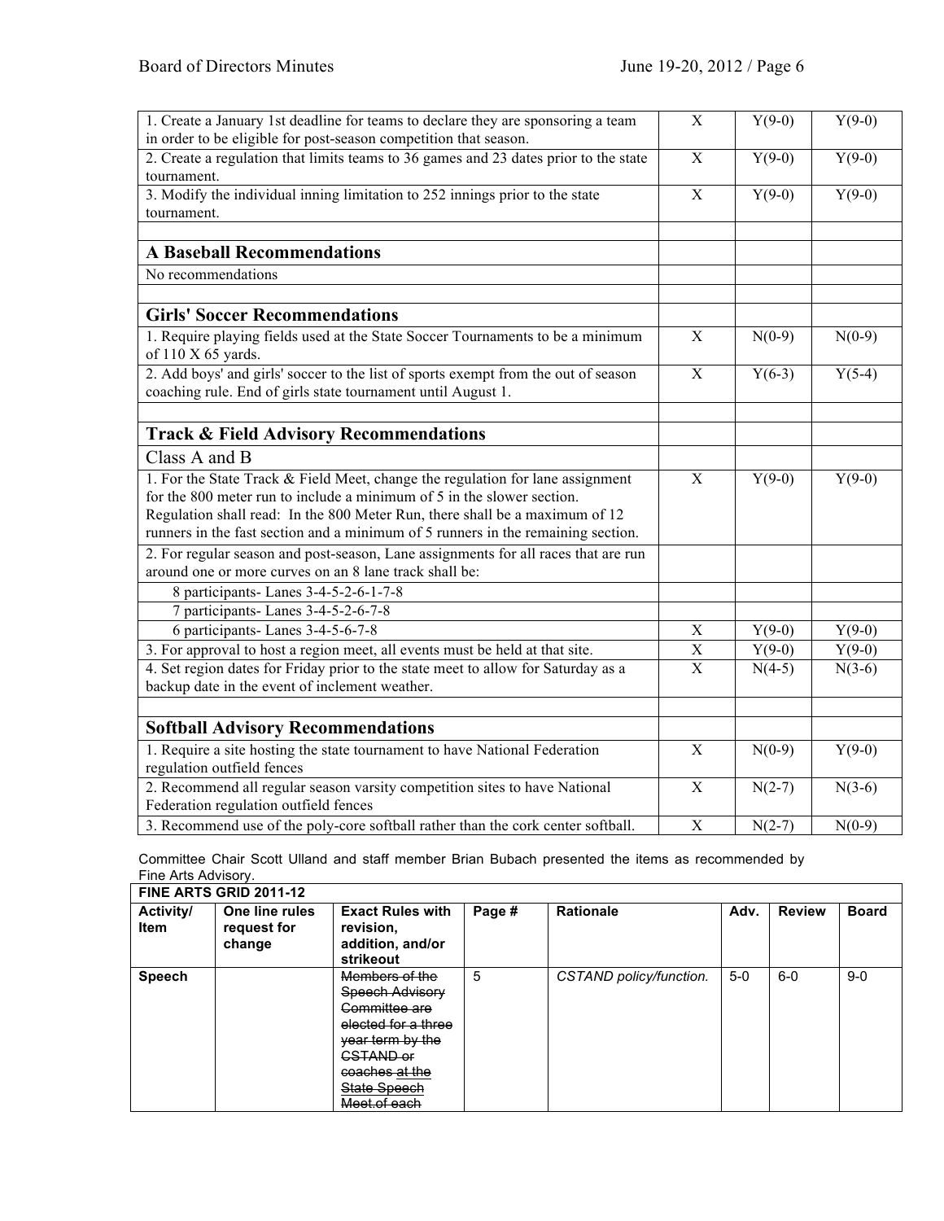| | | | |
|---|---|---|---|
| 1. Create a January 1st deadline for teams to declare they are sponsoring a team in order to be eligible for post-season competition that season. | X | Y(9-0) | Y(9-0) |
| 2. Create a regulation that limits teams to 36 games and 23 dates prior to the state tournament. | X | Y(9-0) | Y(9-0) |
| 3. Modify the individual inning limitation to 252 innings prior to the state tournament. | X | Y(9-0) | Y(9-0) |
| | | | |
| **A Baseball Recommendations** | | | |
| No recommendations | | | |
| | | | |
| **Girls' Soccer Recommendations** | | | |
| 1. Require playing fields used at the State Soccer Tournaments to be a minimum of 110 X 65 yards. | X | N(0-9) | N(0-9) |
| 2. Add boys' and girls' soccer to the list of sports exempt from the out of season coaching rule. End of girls state tournament until August 1. | X | Y(6-3) | Y(5-4) |
| | | | |
| **Track & Field Advisory Recommendations** | | | |
| Class A and B | | | |
| 1. For the State Track & Field Meet, change the regulation for lane assignment for the 800 meter run to include a minimum of 5 in the slower section. Regulation shall read: In the 800 Meter Run, there shall be a maximum of 12 runners in the fast section and a minimum of 5 runners in the remaining section. | X | Y(9-0) | Y(9-0) |
| 2. For regular season and post-season, Lane assignments for all races that are run around one or more curves on an 8 lane track shall be: | | | |
| 8 participants- Lanes 3-4-5-2-6-1-7-8 | | | |
| 7 participants- Lanes 3-4-5-2-6-7-8 | | | |
| 6 participants- Lanes 3-4-5-6-7-8 | X | Y(9-0) | Y(9-0) |
| 3. For approval to host a region meet, all events must be held at that site. | X | Y(9-0) | Y(9-0) |
| 4. Set region dates for Friday prior to the state meet to allow for Saturday as a backup date in the event of inclement weather. | X | N(4-5) | N(3-6) |
| | | | |
| **Softball Advisory Recommendations** | | | |
| 1. Require a site hosting the state tournament to have National Federation regulation outfield fences | X | N(0-9) | Y(9-0) |
| 2. Recommend all regular season varsity competition sites to have National Federation regulation outfield fences | X | N(2-7) | N(3-6) |
| 3. Recommend use of the poly-core softball rather than the cork center softball. | X | N(2-7) | N(0-9) |

Committee Chair Scott Ulland and staff member Brian Bubach presented the items as recommended by Fine Arts Advisory.

| **FINE ARTS GRID 2011-12** | | | | | | | |
|---|---|---|---|---|---|---|---|
| **Activity/ Item** | **One line rules request for change** | **Exact Rules with revision, addition, and/or strikeout** | **Page #** | **Rationale** | **Adv.** | **Review** | **Board** |
| **Speech** | | ~~Members of the Speech Advisory Committee are elected for a three year term by the CSTAND or coaches at the State Speech Meet.of each~~ | 5 | *CSTAND policy/function.* | 5-0 | 6-0 | 9-0 |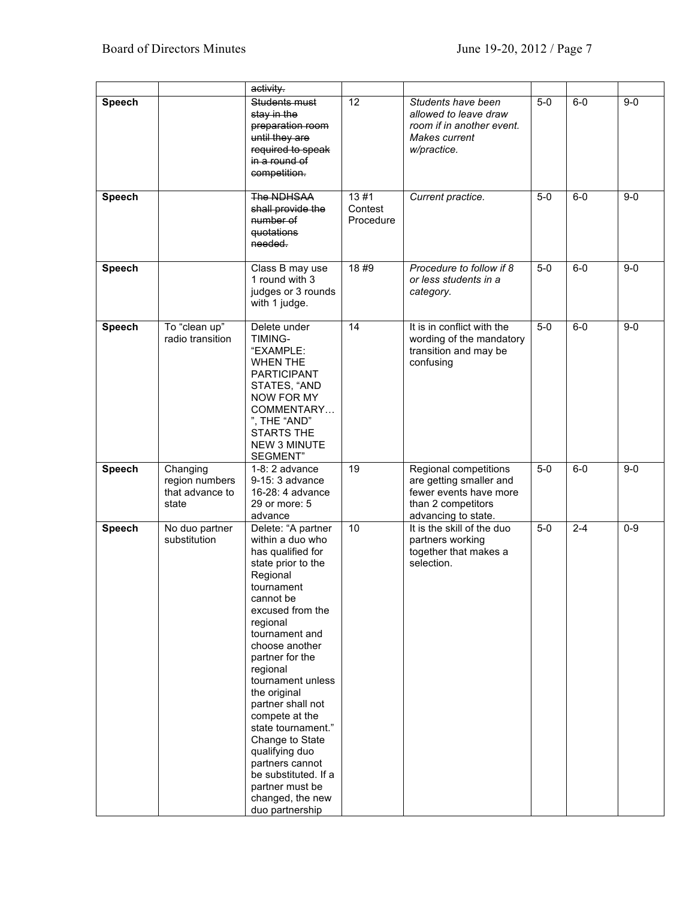| | | | | | | | |
|---|---|---|---|---|---|---|---|
| | | ~~activity.~~ | | | | | |
| **Speech** | | ~~Students must stay in the preparation room until they are required to speak in a round of competition.~~ | 12 | *Students have been allowed to leave draw room if in another event. Makes current w/practice.* | 5-0 | 6-0 | 9-0 |
| **Speech** | | ~~The NDHSAA shall provide the number of quotations needed.~~ | 13 #1 Contest Procedure | *Current practice.* | 5-0 | 6-0 | 9-0 |
| **Speech** | | Class B may use 1 round with 3 judges or 3 rounds with 1 judge. | 18 #9 | *Procedure to follow if 8 or less students in a category.* | 5-0 | 6-0 | 9-0 |
| **Speech** | To "clean up" radio transition | Delete under TIMING- "EXAMPLE: WHEN THE PARTICIPANT STATES, "AND NOW FOR MY COMMENTARY…", THE "AND" STARTS THE NEW 3 MINUTE SEGMENT" | 14 | It is in conflict with the wording of the mandatory transition and may be confusing | 5-0 | 6-0 | 9-0 |
| **Speech** | Changing region numbers that advance to state | 1-8: 2 advance<br>9-15: 3 advance<br>16-28: 4 advance<br>29 or more: 5 advance | 19 | Regional competitions are getting smaller and fewer events have more than 2 competitors advancing to state. | 5-0 | 6-0 | 9-0 |
| **Speech** | No duo partner substitution | Delete: "A partner within a duo who has qualified for state prior to the Regional tournament cannot be excused from the regional tournament and choose another partner for the regional tournament unless the original partner shall not compete at the state tournament." Change to State qualifying duo partners cannot be substituted. If a partner must be changed, the new duo partnership | 10 | It is the skill of the duo partners working together that makes a selection. | 5-0 | 2-4 | 0-9 |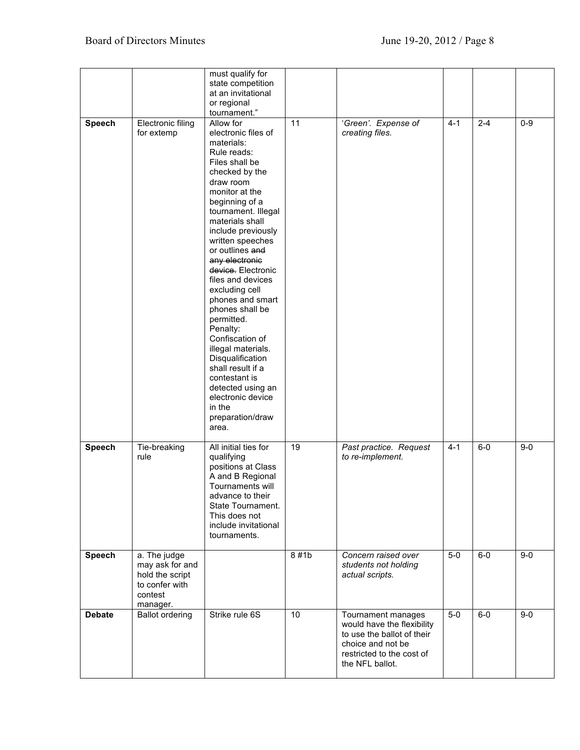| | | | | | | | |
|---|---|---|---|---|---|---|---|
| | | must qualify for state competition at an invitational or regional tournament." | | | | | |
| **Speech** | Electronic filing for extemp | Allow for electronic files of materials: Rule reads: Files shall be checked by the draw room monitor at the beginning of a tournament. Illegal materials shall include previously written speeches or outlines ~~and any electronic device.~~ Electronic files and devices excluding cell phones and smart phones shall be permitted. Penalty: Confiscation of illegal materials. Disqualification shall result if a contestant is detected using an electronic device in the preparation/draw area. | 11 | *'Green'. Expense of creating files.* | 4-1 | 2-4 | 0-9 |
| **Speech** | Tie-breaking rule | All initial ties for qualifying positions at Class A and B Regional Tournaments will advance to their State Tournament. This does not include invitational tournaments. | 19 | *Past practice. Request to re-implement.* | 4-1 | 6-0 | 9-0 |
| **Speech** | a. The judge may ask for and hold the script to confer with contest manager. | | 8 #1b | *Concern raised over students not holding actual scripts.* | 5-0 | 6-0 | 9-0 |
| **Debate** | Ballot ordering | Strike rule 6S | 10 | Tournament manages would have the flexibility to use the ballot of their choice and not be restricted to the cost of the NFL ballot. | 5-0 | 6-0 | 9-0 |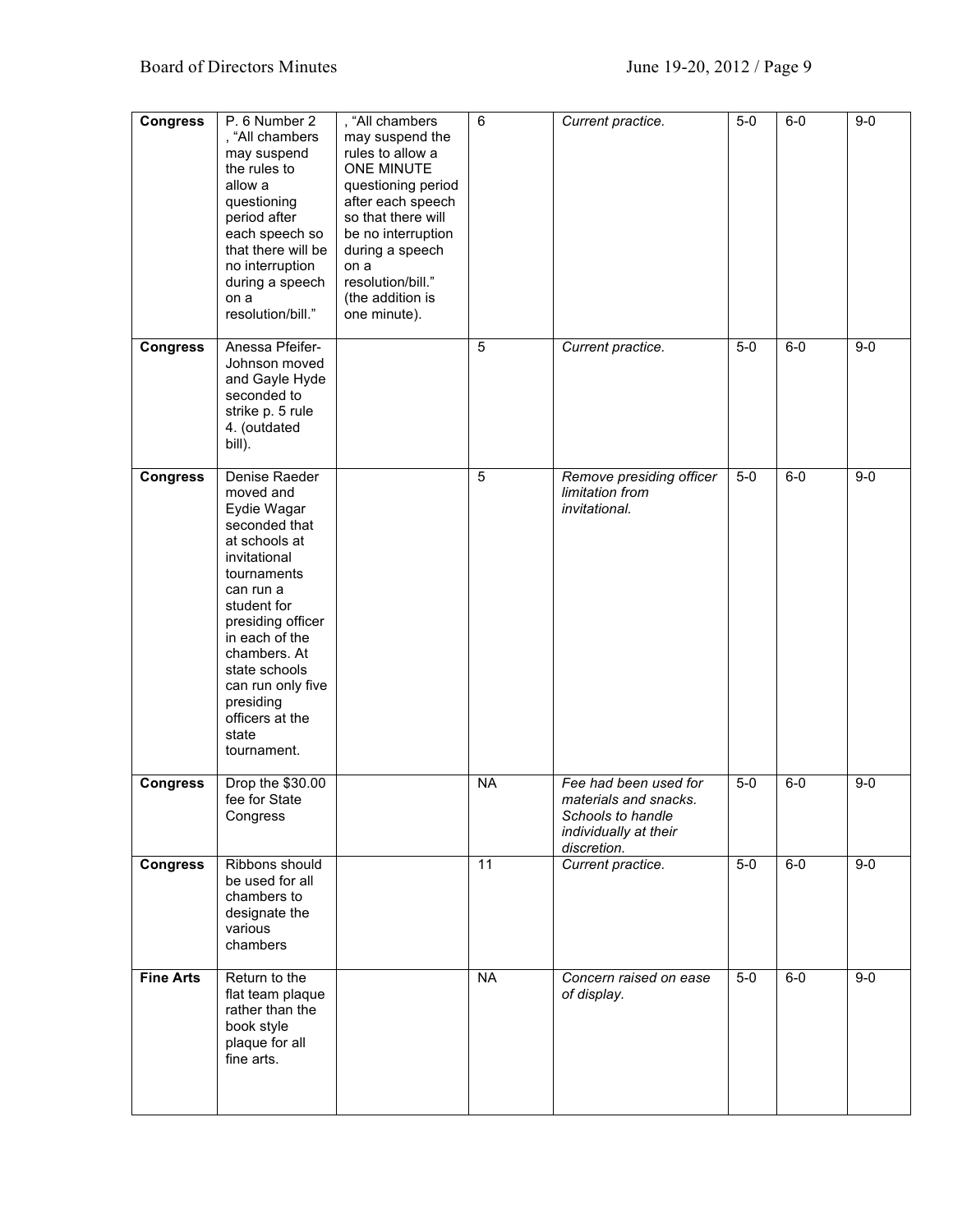| Congress | P. 6 Number 2 , “All chambers may suspend the rules to allow a questioning period after each speech so that there will be no interruption during a speech on a resolution/bill.” | , “All chambers may suspend the rules to allow a ONE MINUTE questioning period after each speech so that there will be no interruption during a speech on a resolution/bill.” (the addition is one minute). | 6 | *Current practice.* | 5-0 | 6-0 | 9-0 |
|---|---|---|---|---|---|---|---|
| **Congress** | Anessa Pfeifer-Johnson moved and Gayle Hyde seconded to strike p. 5 rule 4. (outdated bill). | | 5 | *Current practice.* | 5-0 | 6-0 | 9-0 |
| **Congress** | Denise Raeder moved and Eydie Wagar seconded that at schools at invitational tournaments can run a student for presiding officer in each of the chambers. At state schools can run only five presiding officers at the state tournament. | | 5 | *Remove presiding officer limitation from invitational.* | 5-0 | 6-0 | 9-0 |
| **Congress** | Drop the $30.00 fee for State Congress | | NA | *Fee had been used for materials and snacks. Schools to handle individually at their discretion.* | 5-0 | 6-0 | 9-0 |
| **Congress** | Ribbons should be used for all chambers to designate the various chambers | | 11 | *Current practice.* | 5-0 | 6-0 | 9-0 |
| **Fine Arts** | Return to the flat team plaque rather than the book style plaque for all fine arts. | | NA | *Concern raised on ease of display.* | 5-0 | 6-0 | 9-0 |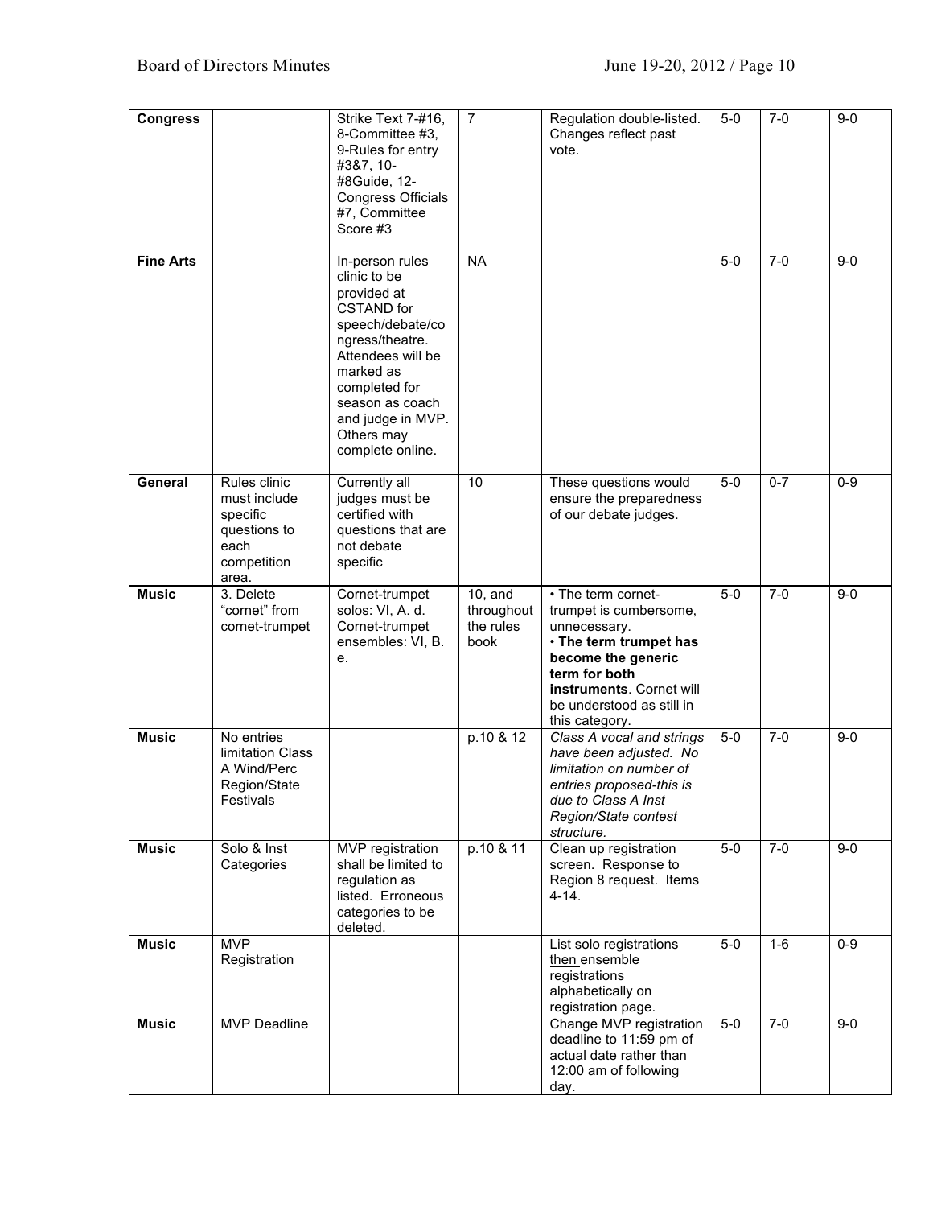| Congress | | Strike Text 7-#16, 8-Committee #3, 9-Rules for entry #3&7, 10-#8Guide, 12-Congress Officials #7, Committee Score #3 | 7 | Regulation double-listed. Changes reflect past vote. | 5-0 | 7-0 | 9-0 |
|---|---|---|---|---|---|---|---|
| **Fine Arts** | | In-person rules clinic to be provided at CSTAND for speech/debate/congress/theatre. Attendees will be marked as completed for season as coach and judge in MVP. Others may complete online. | NA | | 5-0 | 7-0 | 9-0 |
| **General** | Rules clinic must include specific questions to each competition area. | Currently all judges must be certified with questions that are not debate specific | 10 | These questions would ensure the preparedness of our debate judges. | 5-0 | 0-7 | 0-9 |
| **Music** | 3. Delete "cornet" from cornet-trumpet | Cornet-trumpet solos: VI, A. d. Cornet-trumpet ensembles: VI, B. e. | 10, and throughout the rules book | • The term cornet-trumpet is cumbersome, unnecessary. • **The term trumpet has become the generic term for both instruments**. Cornet will be understood as still in this category. | 5-0 | 7-0 | 9-0 |
| **Music** | No entries limitation Class A Wind/Perc Region/State Festivals | | p.10 & 12 | *Class A vocal and strings have been adjusted. No limitation on number of entries proposed-this is due to Class A Inst Region/State contest structure.* | 5-0 | 7-0 | 9-0 |
| **Music** | Solo & Inst Categories | MVP registration shall be limited to regulation as listed. Erroneous categories to be deleted. | p.10 & 11 | Clean up registration screen. Response to Region 8 request. Items 4-14. | 5-0 | 7-0 | 9-0 |
| **Music** | MVP Registration | | | List solo registrations <u>then</u> ensemble registrations alphabetically on registration page. | 5-0 | 1-6 | 0-9 |
| **Music** | MVP Deadline | | | Change MVP registration deadline to 11:59 pm of actual date rather than 12:00 am of following day. | 5-0 | 7-0 | 9-0 |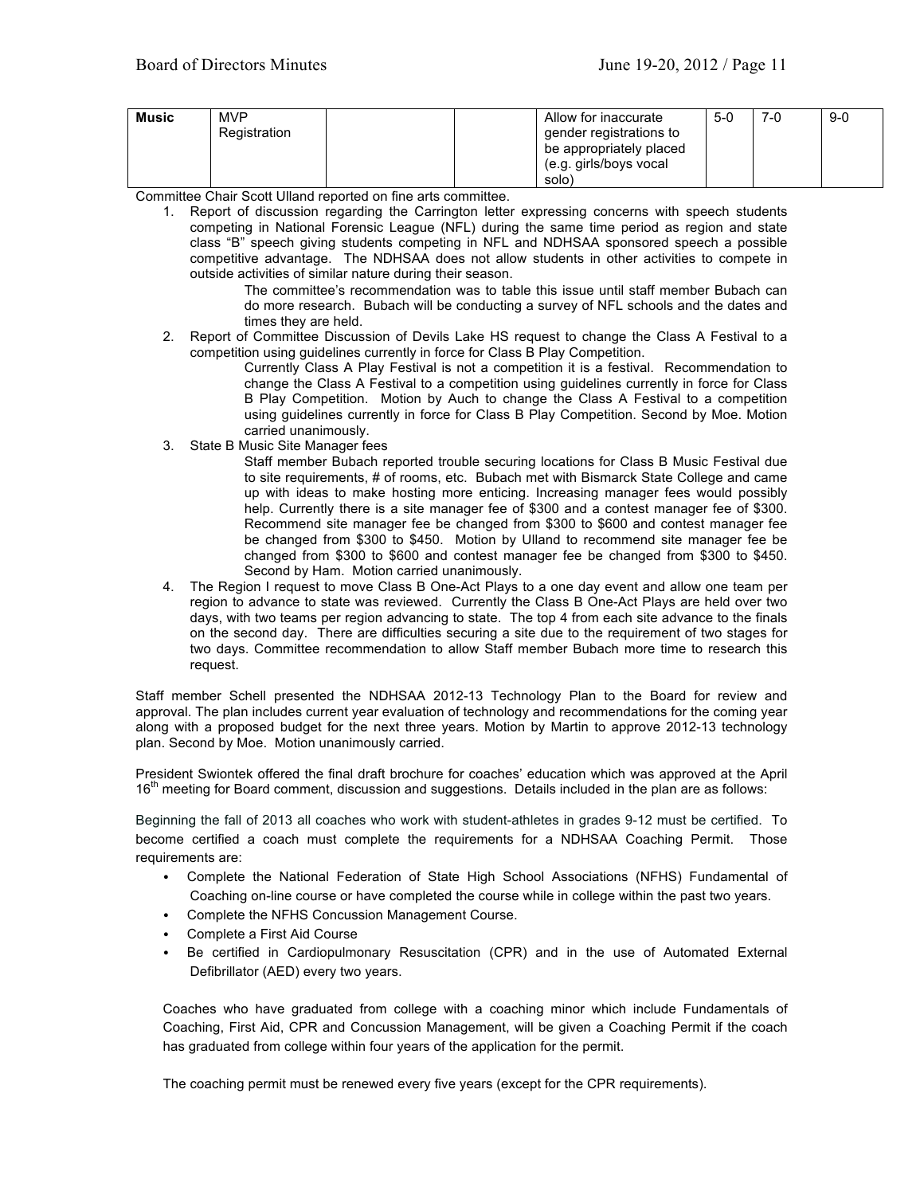| Music | MVP Registration | | | Allow for inaccurate gender registrations to be appropriately placed (e.g. girls/boys vocal solo) | 5-0 | 7-0 | 9-0 |
|---|---|---|---|---|---|---|---|

Committee Chair Scott Ulland reported on fine arts committee.

1. Report of discussion regarding the Carrington letter expressing concerns with speech students competing in National Forensic League (NFL) during the same time period as region and state class "B" speech giving students competing in NFL and NDHSAA sponsored speech a possible competitive advantage. The NDHSAA does not allow students in other activities to compete in outside activities of similar nature during their season.

   The committee's recommendation was to table this issue until staff member Bubach can do more research. Bubach will be conducting a survey of NFL schools and the dates and times they are held.

2. Report of Committee Discussion of Devils Lake HS request to change the Class A Festival to a competition using guidelines currently in force for Class B Play Competition.

   Currently Class A Play Festival is not a competition it is a festival. Recommendation to change the Class A Festival to a competition using guidelines currently in force for Class B Play Competition. Motion by Auch to change the Class A Festival to a competition using guidelines currently in force for Class B Play Competition. Second by Moe. Motion carried unanimously.

3. State B Music Site Manager fees

   Staff member Bubach reported trouble securing locations for Class B Music Festival due to site requirements, # of rooms, etc. Bubach met with Bismarck State College and came up with ideas to make hosting more enticing. Increasing manager fees would possibly help. Currently there is a site manager fee of $300 and a contest manager fee of $300. Recommend site manager fee be changed from $300 to $600 and contest manager fee be changed from $300 to $450. Motion by Ulland to recommend site manager fee be changed from $300 to $600 and contest manager fee be changed from $300 to $450. Second by Ham. Motion carried unanimously.

4. The Region I request to move Class B One-Act Plays to a one day event and allow one team per region to advance to state was reviewed. Currently the Class B One-Act Plays are held over two days, with two teams per region advancing to state. The top 4 from each site advance to the finals on the second day. There are difficulties securing a site due to the requirement of two stages for two days. Committee recommendation to allow Staff member Bubach more time to research this request.

Staff member Schell presented the NDHSAA 2012-13 Technology Plan to the Board for review and approval. The plan includes current year evaluation of technology and recommendations for the coming year along with a proposed budget for the next three years. Motion by Martin to approve 2012-13 technology plan. Second by Moe. Motion unanimously carried.

President Swiontek offered the final draft brochure for coaches' education which was approved at the April 16th meeting for Board comment, discussion and suggestions. Details included in the plan are as follows:

Beginning the fall of 2013 all coaches who work with student-athletes in grades 9-12 must be certified. To become certified a coach must complete the requirements for a NDHSAA Coaching Permit. Those requirements are:

- Complete the National Federation of State High School Associations (NFHS) Fundamental of Coaching on-line course or have completed the course while in college within the past two years.
- Complete the NFHS Concussion Management Course.
- Complete a First Aid Course
- Be certified in Cardiopulmonary Resuscitation (CPR) and in the use of Automated External Defibrillator (AED) every two years.

Coaches who have graduated from college with a coaching minor which include Fundamentals of Coaching, First Aid, CPR and Concussion Management, will be given a Coaching Permit if the coach has graduated from college within four years of the application for the permit.

The coaching permit must be renewed every five years (except for the CPR requirements).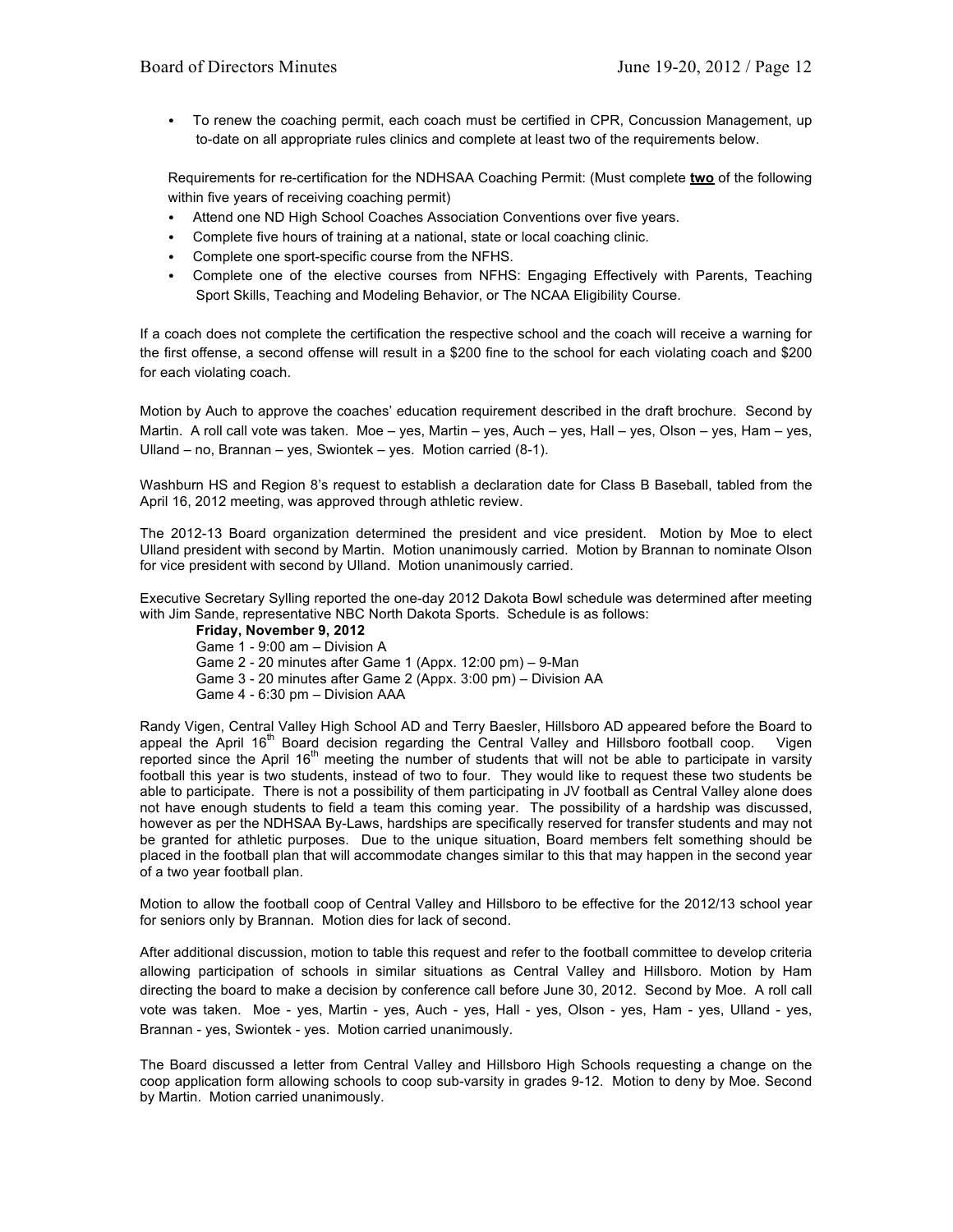- To renew the coaching permit, each coach must be certified in CPR, Concussion Management, up to-date on all appropriate rules clinics and complete at least two of the requirements below.

Requirements for re-certification for the NDHSAA Coaching Permit: (Must complete **two** of the following within five years of receiving coaching permit)

- Attend one ND High School Coaches Association Conventions over five years.
- Complete five hours of training at a national, state or local coaching clinic.
- Complete one sport-specific course from the NFHS.
- Complete one of the elective courses from NFHS: Engaging Effectively with Parents, Teaching Sport Skills, Teaching and Modeling Behavior, or The NCAA Eligibility Course.

If a coach does not complete the certification the respective school and the coach will receive a warning for the first offense, a second offense will result in a $200 fine to the school for each violating coach and $200 for each violating coach.

Motion by Auch to approve the coaches' education requirement described in the draft brochure. Second by Martin. A roll call vote was taken. Moe – yes, Martin – yes, Auch – yes, Hall – yes, Olson – yes, Ham – yes, Ulland – no, Brannan – yes, Swiontek – yes. Motion carried (8-1).

Washburn HS and Region 8's request to establish a declaration date for Class B Baseball, tabled from the April 16, 2012 meeting, was approved through athletic review.

The 2012-13 Board organization determined the president and vice president. Motion by Moe to elect Ulland president with second by Martin. Motion unanimously carried. Motion by Brannan to nominate Olson for vice president with second by Ulland. Motion unanimously carried.

Executive Secretary Sylling reported the one-day 2012 Dakota Bowl schedule was determined after meeting with Jim Sande, representative NBC North Dakota Sports. Schedule is as follows:

**Friday, November 9, 2012**
Game 1 - 9:00 am – Division A
Game 2 - 20 minutes after Game 1 (Appx. 12:00 pm) – 9-Man
Game 3 - 20 minutes after Game 2 (Appx. 3:00 pm) – Division AA
Game 4 - 6:30 pm – Division AAA

Randy Vigen, Central Valley High School AD and Terry Baesler, Hillsboro AD appeared before the Board to appeal the April 16th Board decision regarding the Central Valley and Hillsboro football coop. Vigen reported since the April 16th meeting the number of students that will not be able to participate in varsity football this year is two students, instead of two to four. They would like to request these two students be able to participate. There is not a possibility of them participating in JV football as Central Valley alone does not have enough students to field a team this coming year. The possibility of a hardship was discussed, however as per the NDHSAA By-Laws, hardships are specifically reserved for transfer students and may not be granted for athletic purposes. Due to the unique situation, Board members felt something should be placed in the football plan that will accommodate changes similar to this that may happen in the second year of a two year football plan.

Motion to allow the football coop of Central Valley and Hillsboro to be effective for the 2012/13 school year for seniors only by Brannan. Motion dies for lack of second.

After additional discussion, motion to table this request and refer to the football committee to develop criteria allowing participation of schools in similar situations as Central Valley and Hillsboro. Motion by Ham directing the board to make a decision by conference call before June 30, 2012. Second by Moe. A roll call vote was taken. Moe - yes, Martin - yes, Auch - yes, Hall - yes, Olson - yes, Ham - yes, Ulland - yes, Brannan - yes, Swiontek - yes. Motion carried unanimously.

The Board discussed a letter from Central Valley and Hillsboro High Schools requesting a change on the coop application form allowing schools to coop sub-varsity in grades 9-12. Motion to deny by Moe. Second by Martin. Motion carried unanimously.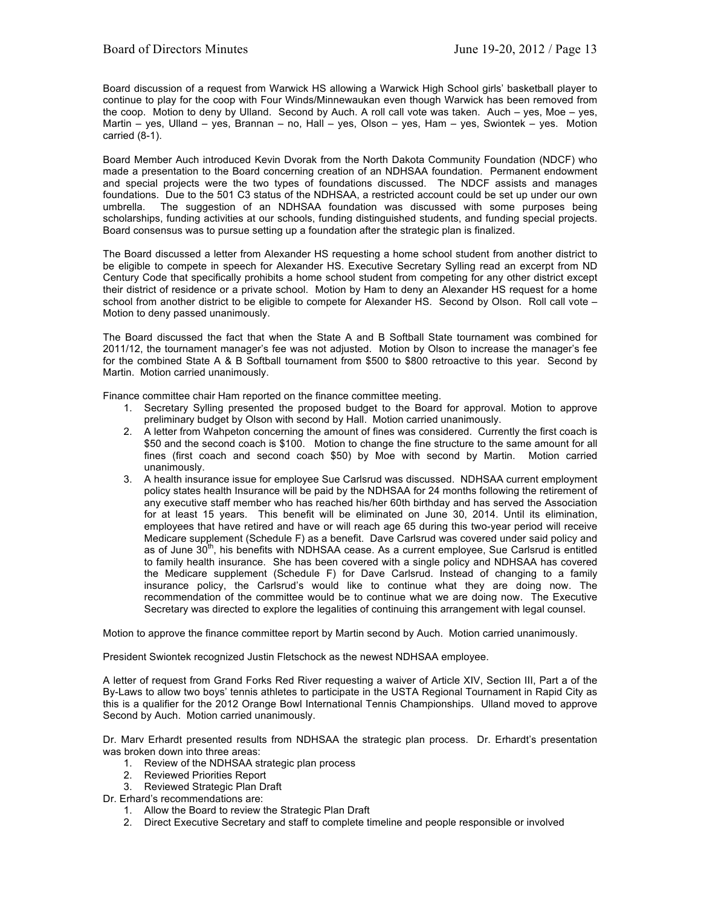Board discussion of a request from Warwick HS allowing a Warwick High School girls' basketball player to continue to play for the coop with Four Winds/Minnewaukan even though Warwick has been removed from the coop. Motion to deny by Ulland. Second by Auch. A roll call vote was taken. Auch – yes, Moe – yes, Martin – yes, Ulland – yes, Brannan – no, Hall – yes, Olson – yes, Ham – yes, Swiontek – yes. Motion carried (8-1).

Board Member Auch introduced Kevin Dvorak from the North Dakota Community Foundation (NDCF) who made a presentation to the Board concerning creation of an NDHSAA foundation. Permanent endowment and special projects were the two types of foundations discussed. The NDCF assists and manages foundations. Due to the 501 C3 status of the NDHSAA, a restricted account could be set up under our own umbrella. The suggestion of an NDHSAA foundation was discussed with some purposes being scholarships, funding activities at our schools, funding distinguished students, and funding special projects. Board consensus was to pursue setting up a foundation after the strategic plan is finalized.

The Board discussed a letter from Alexander HS requesting a home school student from another district to be eligible to compete in speech for Alexander HS. Executive Secretary Sylling read an excerpt from ND Century Code that specifically prohibits a home school student from competing for any other district except their district of residence or a private school. Motion by Ham to deny an Alexander HS request for a home school from another district to be eligible to compete for Alexander HS. Second by Olson. Roll call vote – Motion to deny passed unanimously.

The Board discussed the fact that when the State A and B Softball State tournament was combined for 2011/12, the tournament manager's fee was not adjusted. Motion by Olson to increase the manager's fee for the combined State A & B Softball tournament from $500 to $800 retroactive to this year. Second by Martin. Motion carried unanimously.

Finance committee chair Ham reported on the finance committee meeting.

1. Secretary Sylling presented the proposed budget to the Board for approval. Motion to approve preliminary budget by Olson with second by Hall. Motion carried unanimously.
2. A letter from Wahpeton concerning the amount of fines was considered. Currently the first coach is $50 and the second coach is $100. Motion to change the fine structure to the same amount for all fines (first coach and second coach $50) by Moe with second by Martin. Motion carried unanimously.
3. A health insurance issue for employee Sue Carlsrud was discussed. NDHSAA current employment policy states health Insurance will be paid by the NDHSAA for 24 months following the retirement of any executive staff member who has reached his/her 60th birthday and has served the Association for at least 15 years. This benefit will be eliminated on June 30, 2014. Until its elimination, employees that have retired and have or will reach age 65 during this two-year period will receive Medicare supplement (Schedule F) as a benefit. Dave Carlsrud was covered under said policy and as of June 30th, his benefits with NDHSAA cease. As a current employee, Sue Carlsrud is entitled to family health insurance. She has been covered with a single policy and NDHSAA has covered the Medicare supplement (Schedule F) for Dave Carlsrud. Instead of changing to a family insurance policy, the Carlsrud's would like to continue what they are doing now. The recommendation of the committee would be to continue what we are doing now. The Executive Secretary was directed to explore the legalities of continuing this arrangement with legal counsel.

Motion to approve the finance committee report by Martin second by Auch. Motion carried unanimously.

President Swiontek recognized Justin Fletschock as the newest NDHSAA employee.

A letter of request from Grand Forks Red River requesting a waiver of Article XIV, Section III, Part a of the By-Laws to allow two boys' tennis athletes to participate in the USTA Regional Tournament in Rapid City as this is a qualifier for the 2012 Orange Bowl International Tennis Championships. Ulland moved to approve Second by Auch. Motion carried unanimously.

Dr. Marv Erhardt presented results from NDHSAA the strategic plan process. Dr. Erhardt's presentation was broken down into three areas:

1. Review of the NDHSAA strategic plan process
2. Reviewed Priorities Report
3. Reviewed Strategic Plan Draft

Dr. Erhard's recommendations are:

1. Allow the Board to review the Strategic Plan Draft
2. Direct Executive Secretary and staff to complete timeline and people responsible or involved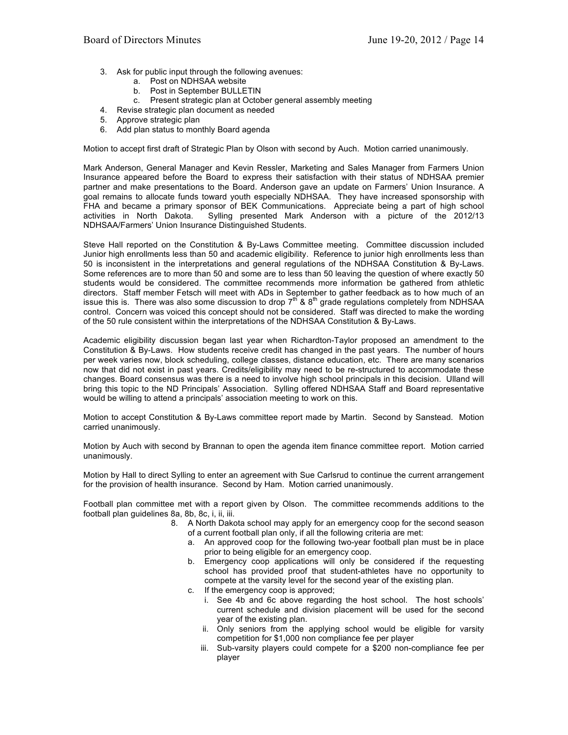3. Ask for public input through the following avenues:
    a. Post on NDHSAA website
    b. Post in September BULLETIN
    c. Present strategic plan at October general assembly meeting
4. Revise strategic plan document as needed
5. Approve strategic plan
6. Add plan status to monthly Board agenda

Motion to accept first draft of Strategic Plan by Olson with second by Auch. Motion carried unanimously.

Mark Anderson, General Manager and Kevin Ressler, Marketing and Sales Manager from Farmers Union Insurance appeared before the Board to express their satisfaction with their status of NDHSAA premier partner and make presentations to the Board. Anderson gave an update on Farmers' Union Insurance. A goal remains to allocate funds toward youth especially NDHSAA. They have increased sponsorship with FHA and became a primary sponsor of BEK Communications. Appreciate being a part of high school activities in North Dakota. Sylling presented Mark Anderson with a picture of the 2012/13 NDHSAA/Farmers' Union Insurance Distinguished Students.

Steve Hall reported on the Constitution & By-Laws Committee meeting. Committee discussion included Junior high enrollments less than 50 and academic eligibility. Reference to junior high enrollments less than 50 is inconsistent in the interpretations and general regulations of the NDHSAA Constitution & By-Laws. Some references are to more than 50 and some are to less than 50 leaving the question of where exactly 50 students would be considered. The committee recommends more information be gathered from athletic directors. Staff member Fetsch will meet with ADs in September to gather feedback as to how much of an issue this is. There was also some discussion to drop 7th & 8th grade regulations completely from NDHSAA control. Concern was voiced this concept should not be considered. Staff was directed to make the wording of the 50 rule consistent within the interpretations of the NDHSAA Constitution & By-Laws.

Academic eligibility discussion began last year when Richardton-Taylor proposed an amendment to the Constitution & By-Laws. How students receive credit has changed in the past years. The number of hours per week varies now, block scheduling, college classes, distance education, etc. There are many scenarios now that did not exist in past years. Credits/eligibility may need to be re-structured to accommodate these changes. Board consensus was there is a need to involve high school principals in this decision. Ulland will bring this topic to the ND Principals' Association. Sylling offered NDHSAA Staff and Board representative would be willing to attend a principals' association meeting to work on this.

Motion to accept Constitution & By-Laws committee report made by Martin. Second by Sanstead. Motion carried unanimously.

Motion by Auch with second by Brannan to open the agenda item finance committee report. Motion carried unanimously.

Motion by Hall to direct Sylling to enter an agreement with Sue Carlsrud to continue the current arrangement for the provision of health insurance. Second by Ham. Motion carried unanimously.

Football plan committee met with a report given by Olson. The committee recommends additions to the football plan guidelines 8a, 8b, 8c, i, ii, iii.

8. A North Dakota school may apply for an emergency coop for the second season of a current football plan only, if all the following criteria are met:
    a. An approved coop for the following two-year football plan must be in place prior to being eligible for an emergency coop.
    b. Emergency coop applications will only be considered if the requesting school has provided proof that student-athletes have no opportunity to compete at the varsity level for the second year of the existing plan.
    c. If the emergency coop is approved;
        i. See 4b and 6c above regarding the host school. The host schools' current schedule and division placement will be used for the second year of the existing plan.
        ii. Only seniors from the applying school would be eligible for varsity competition for $1,000 non compliance fee per player
        iii. Sub-varsity players could compete for a $200 non-compliance fee per player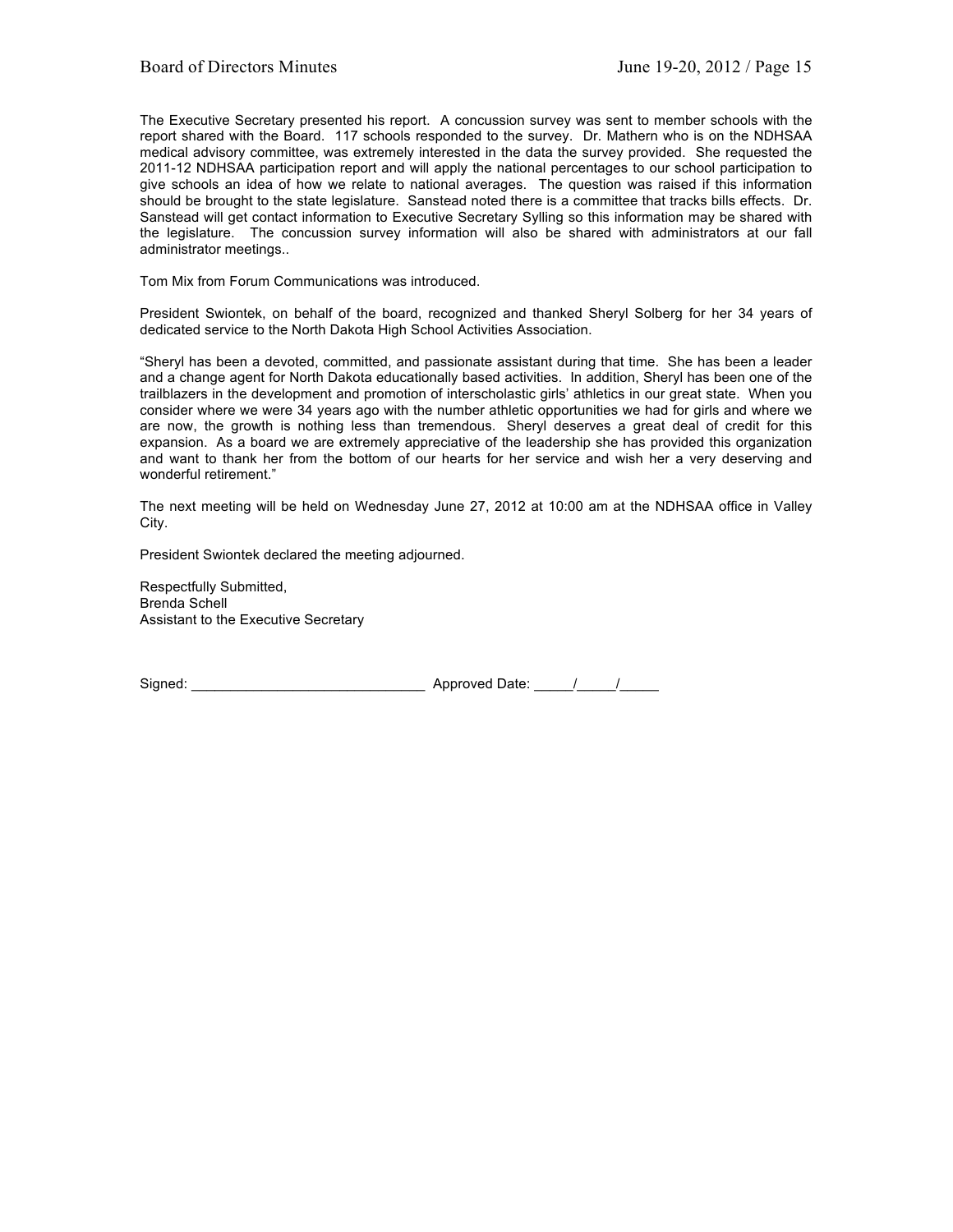The Executive Secretary presented his report. A concussion survey was sent to member schools with the report shared with the Board. 117 schools responded to the survey. Dr. Mathern who is on the NDHSAA medical advisory committee, was extremely interested in the data the survey provided. She requested the 2011-12 NDHSAA participation report and will apply the national percentages to our school participation to give schools an idea of how we relate to national averages. The question was raised if this information should be brought to the state legislature. Sanstead noted there is a committee that tracks bills effects. Dr. Sanstead will get contact information to Executive Secretary Sylling so this information may be shared with the legislature. The concussion survey information will also be shared with administrators at our fall administrator meetings..

Tom Mix from Forum Communications was introduced.

President Swiontek, on behalf of the board, recognized and thanked Sheryl Solberg for her 34 years of dedicated service to the North Dakota High School Activities Association.

"Sheryl has been a devoted, committed, and passionate assistant during that time. She has been a leader and a change agent for North Dakota educationally based activities. In addition, Sheryl has been one of the trailblazers in the development and promotion of interscholastic girls' athletics in our great state. When you consider where we were 34 years ago with the number athletic opportunities we had for girls and where we are now, the growth is nothing less than tremendous. Sheryl deserves a great deal of credit for this expansion. As a board we are extremely appreciative of the leadership she has provided this organization and want to thank her from the bottom of our hearts for her service and wish her a very deserving and wonderful retirement."

The next meeting will be held on Wednesday June 27, 2012 at 10:00 am at the NDHSAA office in Valley City.

President Swiontek declared the meeting adjourned.

Respectfully Submitted,
Brenda Schell
Assistant to the Executive Secretary

Signed: ______________________________ Approved Date: _____/_____/_____